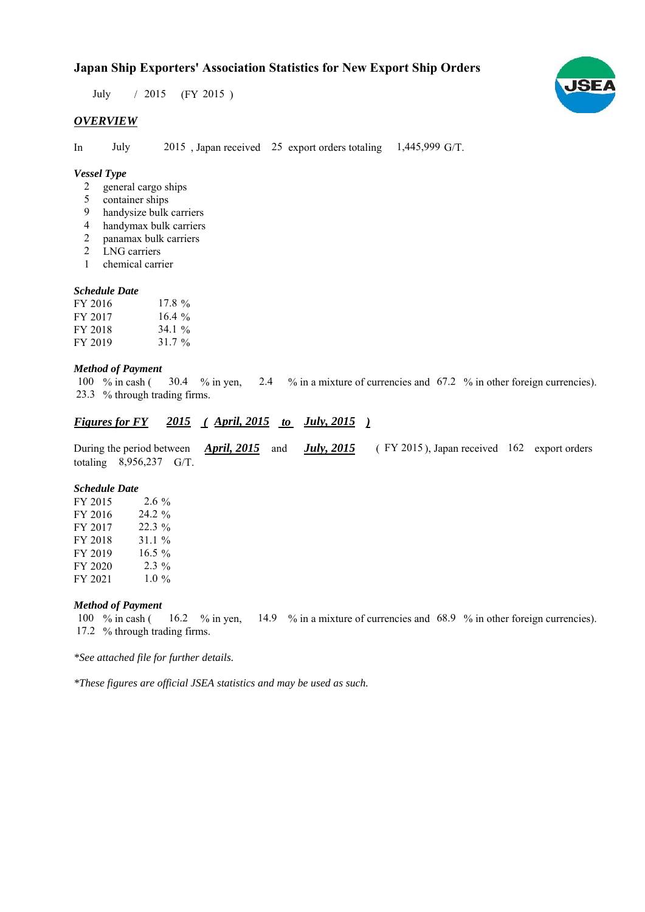# Japan Ship Exporters' Association Statistics for New Export Ship Orders

July / 2015 (FY 2015 )

## *OVERVIEW*

In July 2015 , Japan received 25 export orders totaling 1,445,999 G/T.

### *Vessel Type*

| | |
|---|---|
| 2 | general cargo ships |
| 5 | container ships |
| 9 | handysize bulk carriers |
| 4 | handymax bulk carriers |
| 2 | panamax bulk carriers |
| 2 | LNG carriers |
| 1 | chemical carrier |

### *Schedule Date*

| | |
|---|---|
| FY 2016 | 17.8 % |
| FY 2017 | 16.4 % |
| FY 2018 | 34.1 % |
| FY 2019 | 31.7 % |

### *Method of Payment*

100 % in cash ( 30.4 % in yen, 2.4 % in a mixture of currencies and 67.2 % in other foreign currencies).
23.3 % through trading firms.

## *Figures for FY 2015 ( April, 2015 to July, 2015 )*

During the period between ***April, 2015*** and ***July, 2015*** ( FY 2015 ), Japan received 162 export orders totaling 8,956,237 G/T.

### *Schedule Date*

| | |
|---|---|
| FY 2015 | 2.6 % |
| FY 2016 | 24.2 % |
| FY 2017 | 22.3 % |
| FY 2018 | 31.1 % |
| FY 2019 | 16.5 % |
| FY 2020 | 2.3 % |
| FY 2021 | 1.0 % |

### *Method of Payment*

100 % in cash ( 16.2 % in yen, 14.9 % in a mixture of currencies and 68.9 % in other foreign currencies).
17.2 % through trading firms.

*\*See attached file for further details.*

*\*These figures are official JSEA statistics and may be used as such.*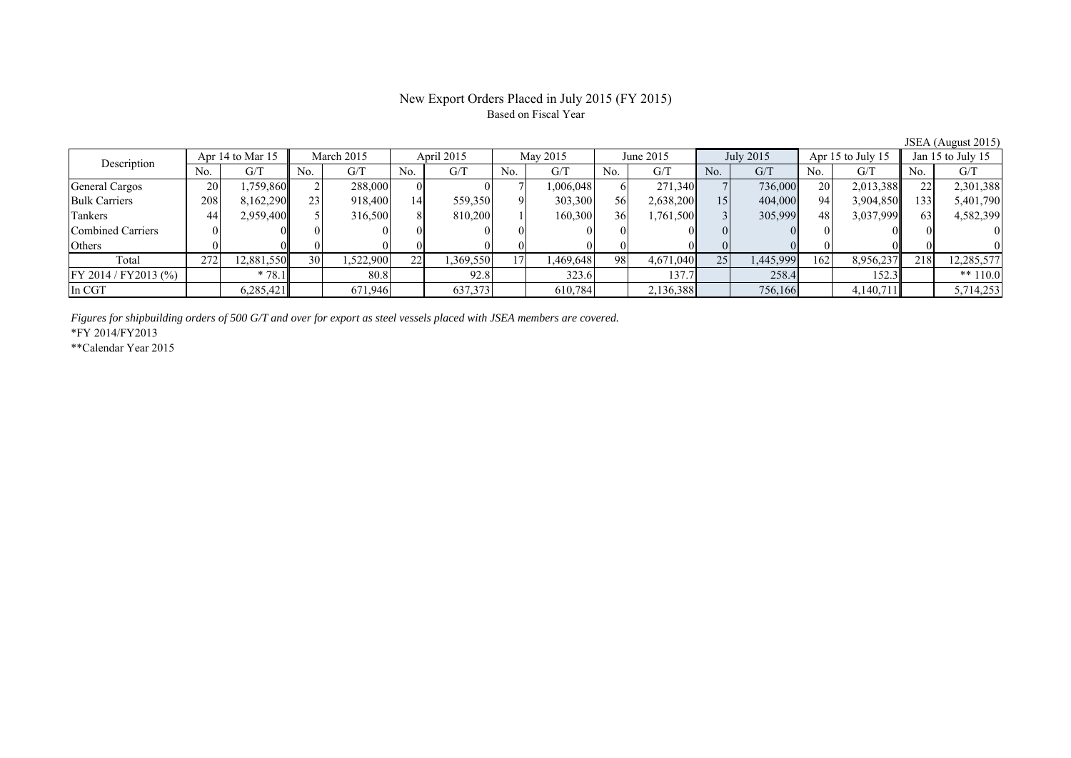# New Export Orders Placed in July 2015 (FY 2015)

Based on Fiscal Year

JSEA (August 2015)

| Description | Apr 14 to Mar 15 | | March 2015 | | April 2015 | | May 2015 | | June 2015 | | July 2015 | | Apr 15 to July 15 | | Jan 15 to July 15 | |
|---|---|---|---|---|---|---|---|---|---|---|---|---|---|---|---|---|
| | No. | G/T | No. | G/T | No. | G/T | No. | G/T | No. | G/T | No. | G/T | No. | G/T | No. | G/T |
| General Cargos | 20 | 1,759,860 | 2 | 288,000 | 0 | 0 | 7 | 1,006,048 | 6 | 271,340 | 7 | 736,000 | 20 | 2,013,388 | 22 | 2,301,388 |
| Bulk Carriers | 208 | 8,162,290 | 23 | 918,400 | 14 | 559,350 | 9 | 303,300 | 56 | 2,638,200 | 15 | 404,000 | 94 | 3,904,850 | 133 | 5,401,790 |
| Tankers | 44 | 2,959,400 | 5 | 316,500 | 8 | 810,200 | 1 | 160,300 | 36 | 1,761,500 | 3 | 305,999 | 48 | 3,037,999 | 63 | 4,582,399 |
| Combined Carriers | 0 | 0 | 0 | 0 | 0 | 0 | 0 | 0 | 0 | 0 | 0 | 0 | 0 | 0 | 0 | 0 |
| Others | 0 | 0 | 0 | 0 | 0 | 0 | 0 | 0 | 0 | 0 | 0 | 0 | 0 | 0 | 0 | 0 |
| Total | 272 | 12,881,550 | 30 | 1,522,900 | 22 | 1,369,550 | 17 | 1,469,648 | 98 | 4,671,040 | 25 | 1,445,999 | 162 | 8,956,237 | 218 | 12,285,577 |
| FY 2014 / FY2013 (%) | | * 78.1 | | 80.8 | | 92.8 | | 323.6 | | 137.7 | | 258.4 | | 152.3 | | ** 110.0 |
| In CGT | | 6,285,421 | | 671,946 | | 637,373 | | 610,784 | | 2,136,388 | | 756,166 | | 4,140,711 | | 5,714,253 |

*Figures for shipbuilding orders of 500 G/T and over for export as steel vessels placed with JSEA members are covered.*

*FY 2014/FY2013

**Calendar Year 2015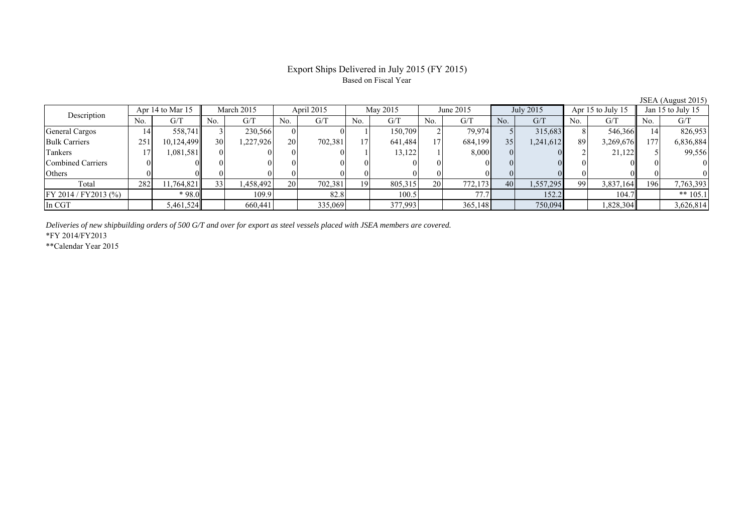# Export Ships Delivered in July 2015 (FY 2015)

Based on Fiscal Year

JSEA (August 2015)

| Description | Apr 14 to Mar 15 | | March 2015 | | April 2015 | | May 2015 | | June 2015 | | July 2015 | | Apr 15 to July 15 | | Jan 15 to July 15 | |
|---|---|---|---|---|---|---|---|---|---|---|---|---|---|---|---|---|
| | No. | G/T | No. | G/T | No. | G/T | No. | G/T | No. | G/T | No. | G/T | No. | G/T | No. | G/T |
| General Cargos | 14 | 558,741 | 3 | 230,566 | 0 | 0 | 1 | 150,709 | 2 | 79,974 | 5 | 315,683 | 8 | 546,366 | 14 | 826,953 |
| Bulk Carriers | 251 | 10,124,499 | 30 | 1,227,926 | 20 | 702,381 | 17 | 641,484 | 17 | 684,199 | 35 | 1,241,612 | 89 | 3,269,676 | 177 | 6,836,884 |
| Tankers | 17 | 1,081,581 | 0 | 0 | 0 | 0 | 1 | 13,122 | 1 | 8,000 | 0 | 0 | 2 | 21,122 | 5 | 99,556 |
| Combined Carriers | 0 | 0 | 0 | 0 | 0 | 0 | 0 | 0 | 0 | 0 | 0 | 0 | 0 | 0 | 0 | 0 |
| Others | 0 | 0 | 0 | 0 | 0 | 0 | 0 | 0 | 0 | 0 | 0 | 0 | 0 | 0 | 0 | 0 |
| Total | 282 | 11,764,821 | 33 | 1,458,492 | 20 | 702,381 | 19 | 805,315 | 20 | 772,173 | 40 | 1,557,295 | 99 | 3,837,164 | 196 | 7,763,393 |
| FY 2014 / FY2013 (%) | | * 98.0 | | 109.9 | | 82.8 | | 100.5 | | 77.7 | | 152.2 | | 104.7 | | ** 105.1 |
| In CGT | | 5,461,524 | | 660,441 | | 335,069 | | 377,993 | | 365,148 | | 750,094 | | 1,828,304 | | 3,626,814 |

*Deliveries of new shipbuilding orders of 500 G/T and over for export as steel vessels placed with JSEA members are covered.*

*FY 2014/FY2013

**Calendar Year 2015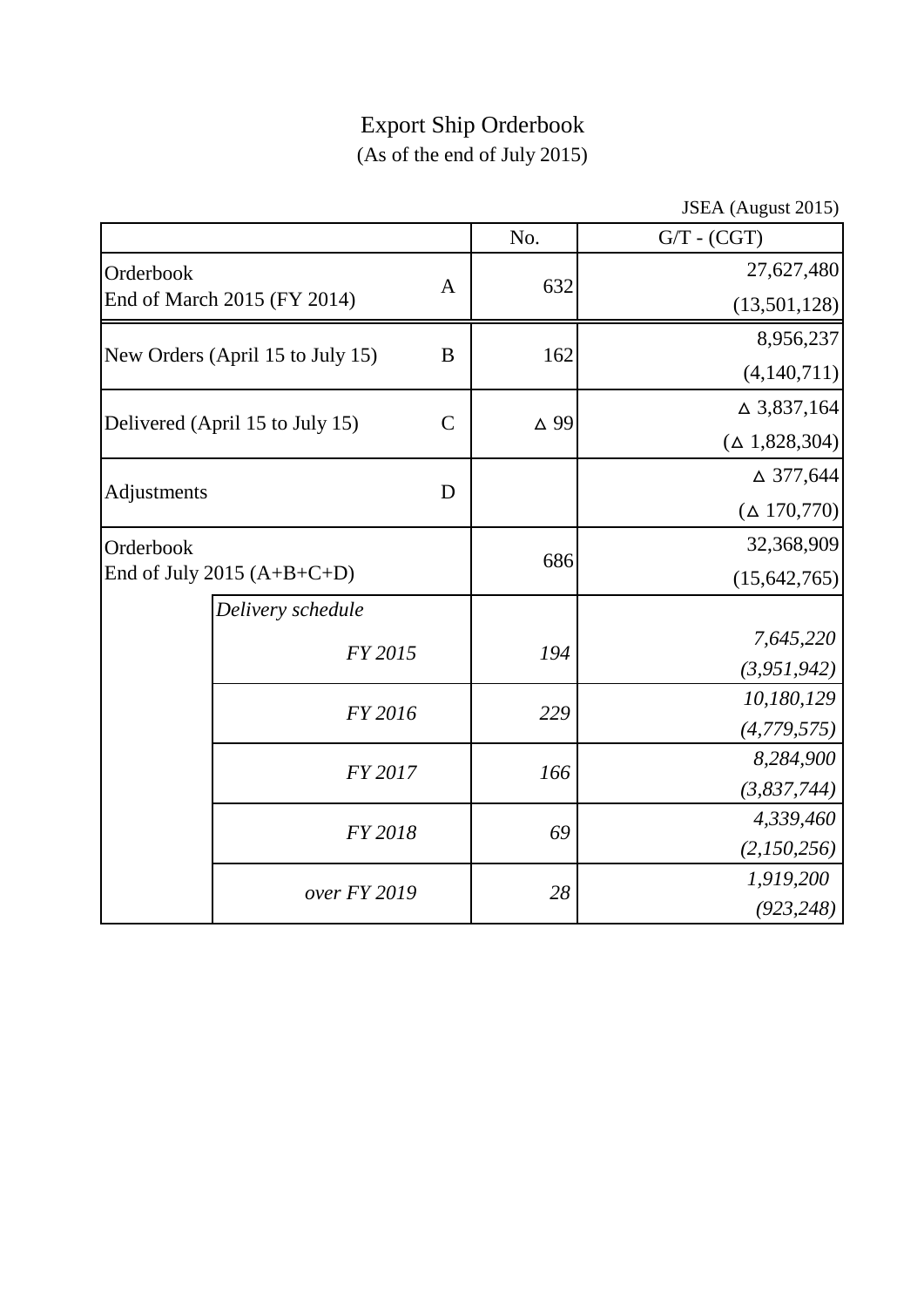# Export Ship Orderbook

(As of the end of July 2015)

JSEA (August 2015)

| | | | No. | G/T - (CGT) |
|---|---|---|---|---|
| Orderbook<br>End of March 2015 (FY 2014) | | A | 632 | 27,627,480<br>(13,501,128) |
| New Orders (April 15 to July 15) | | B | 162 | 8,956,237<br>(4,140,711) |
| Delivered (April 15 to July 15) | | C | ∆ 99 | ∆ 3,837,164<br>(∆ 1,828,304) |
| Adjustments | | D | | ∆ 377,644<br>(∆ 170,770) |
| Orderbook<br>End of July 2015 (A+B+C+D) | | | 686 | 32,368,909<br>(15,642,765) |
| | *Delivery schedule*<br>*FY 2015* | | *194* | *7,645,220*<br>*(3,951,942)* |
| | *FY 2016* | | *229* | *10,180,129*<br>*(4,779,575)* |
| | *FY 2017* | | *166* | *8,284,900*<br>*(3,837,744)* |
| | *FY 2018* | | *69* | *4,339,460*<br>*(2,150,256)* |
| | *over FY 2019* | | *28* | *1,919,200*<br>*(923,248)* |